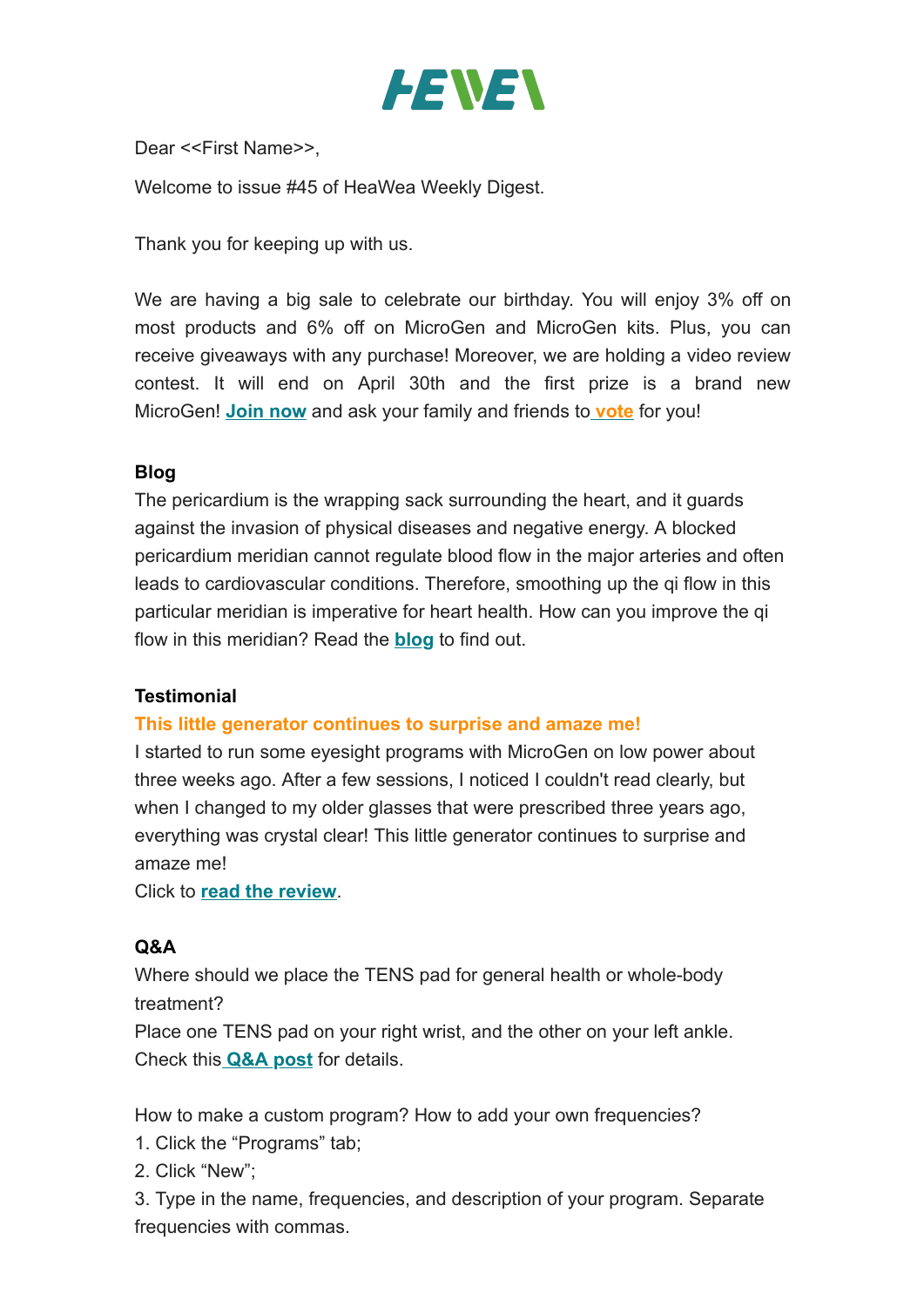HEWEI

Dear <<First Name>>,

Welcome to issue #45 of HeaWea Weekly Digest.

Thank you for keeping up with us.

We are having a big sale to celebrate our birthday. You will enjoy 3% off on most products and 6% off on MicroGen and MicroGen kits. Plus, you can receive giveaways with any purchase! Moreover, we are holding a video review contest. It will end on April 30th and the first prize is a brand new MicroGen! **Join now** and ask your family and friends to **vote** for you!

**Blog**

The pericardium is the wrapping sack surrounding the heart, and it guards against the invasion of physical diseases and negative energy. A blocked pericardium meridian cannot regulate blood flow in the major arteries and often leads to cardiovascular conditions. Therefore, smoothing up the qi flow in this particular meridian is imperative for heart health. How can you improve the qi flow in this meridian? Read the **blog** to find out.

**Testimonial**

**This little generator continues to surprise and amaze me!**

I started to run some eyesight programs with MicroGen on low power about three weeks ago. After a few sessions, I noticed I couldn't read clearly, but when I changed to my older glasses that were prescribed three years ago, everything was crystal clear! This little generator continues to surprise and amaze me!

Click to **read the review**.

**Q&A**

Where should we place the TENS pad for general health or whole-body treatment?

Place one TENS pad on your right wrist, and the other on your left ankle.

Check this **Q&A post** for details.

How to make a custom program? How to add your own frequencies?

1. Click the “Programs” tab;
2. Click “New”;
3. Type in the name, frequencies, and description of your program. Separate frequencies with commas.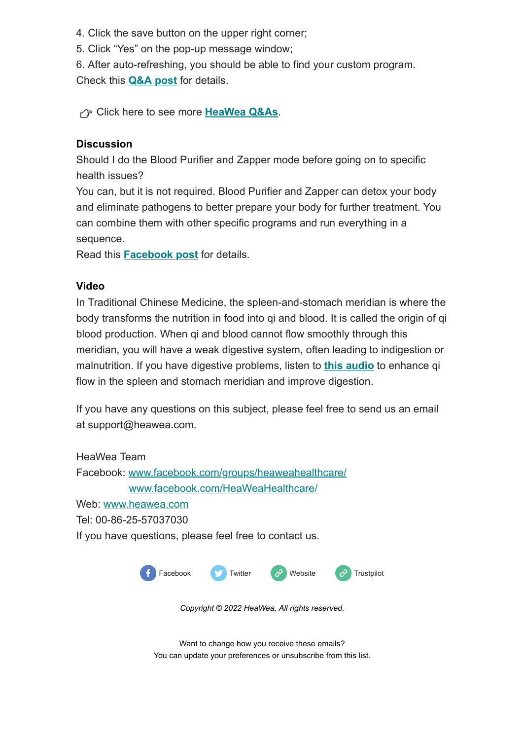4. Click the save button on the upper right corner;
5. Click "Yes" on the pop-up message window;
6. After auto-refreshing, you should be able to find your custom program.

Check this **Q&A post** for details.

👉 Click here to see more **HeaWea Q&As**.

**Discussion**

Should I do the Blood Purifier and Zapper mode before going on to specific health issues?

You can, but it is not required. Blood Purifier and Zapper can detox your body and eliminate pathogens to better prepare your body for further treatment. You can combine them with other specific programs and run everything in a sequence.

Read this **Facebook post** for details.

**Video**

In Traditional Chinese Medicine, the spleen-and-stomach meridian is where the body transforms the nutrition in food into qi and blood. It is called the origin of qi blood production. When qi and blood cannot flow smoothly through this meridian, you will have a weak digestive system, often leading to indigestion or malnutrition. If you have digestive problems, listen to **this audio** to enhance qi flow in the spleen and stomach meridian and improve digestion.

If you have any questions on this subject, please feel free to send us an email at support@heawea.com.

HeaWea Team

Facebook: www.facebook.com/groups/heaweahealthcare/
www.facebook.com/HeaWeaHealthcare/

Web: www.heawea.com

Tel: 00-86-25-57037030

If you have questions, please feel free to contact us.

Facebook Twitter Website Trustpilot

*Copyright © 2022 HeaWea, All rights reserved.*

Want to change how you receive these emails?
You can update your preferences or unsubscribe from this list.